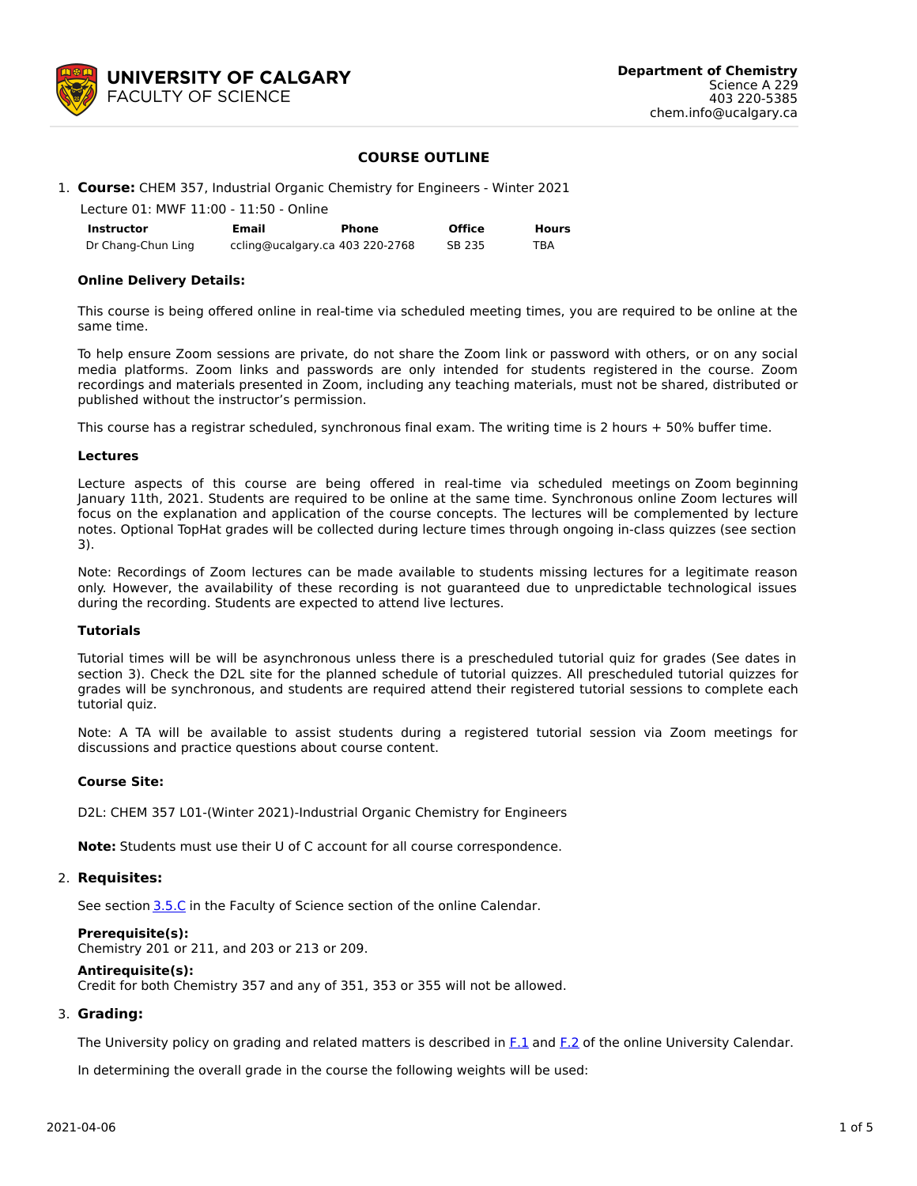**UNIVERSITY OF CALGARY**
**FACULTY OF SCIENCE**

**Department of Chemistry**
Science A 229
403 220-5385
chem.info@ucalgary.ca

# COURSE OUTLINE

1. **Course:** CHEM 357, Industrial Organic Chemistry for Engineers - Winter 2021

Lecture 01: MWF 11:00 - 11:50 - Online

| Instructor | Email | Phone | Office | Hours |
|---|---|---|---|---|
| Dr Chang-Chun Ling | ccling@ucalgary.ca | 403 220-2768 | SB 235 | TBA |

**Online Delivery Details:**

This course is being offered online in real-time via scheduled meeting times, you are required to be online at the same time.

To help ensure Zoom sessions are private, do not share the Zoom link or password with others, or on any social media platforms. Zoom links and passwords are only intended for students registered in the course. Zoom recordings and materials presented in Zoom, including any teaching materials, must not be shared, distributed or published without the instructor's permission.

This course has a registrar scheduled, synchronous final exam. The writing time is 2 hours + 50% buffer time.

**Lectures**

Lecture aspects of this course are being offered in real-time via scheduled meetings on Zoom beginning January 11th, 2021. Students are required to be online at the same time. Synchronous online Zoom lectures will focus on the explanation and application of the course concepts. The lectures will be complemented by lecture notes. Optional TopHat grades will be collected during lecture times through ongoing in-class quizzes (see section 3).

Note: Recordings of Zoom lectures can be made available to students missing lectures for a legitimate reason only. However, the availability of these recording is not guaranteed due to unpredictable technological issues during the recording. Students are expected to attend live lectures.

**Tutorials**

Tutorial times will be will be asynchronous unless there is a prescheduled tutorial quiz for grades (See dates in section 3). Check the D2L site for the planned schedule of tutorial quizzes. All prescheduled tutorial quizzes for grades will be synchronous, and students are required attend their registered tutorial sessions to complete each tutorial quiz.

Note: A TA will be available to assist students during a registered tutorial session via Zoom meetings for discussions and practice questions about course content.

**Course Site:**

D2L: CHEM 357 L01-(Winter 2021)-Industrial Organic Chemistry for Engineers

**Note:** Students must use their U of C account for all course correspondence.

2. **Requisites:**

See section 3.5.C in the Faculty of Science section of the online Calendar.

**Prerequisite(s):**
Chemistry 201 or 211, and 203 or 213 or 209.

**Antirequisite(s):**
Credit for both Chemistry 357 and any of 351, 353 or 355 will not be allowed.

3. **Grading:**

The University policy on grading and related matters is described in F.1 and F.2 of the online University Calendar.

In determining the overall grade in the course the following weights will be used: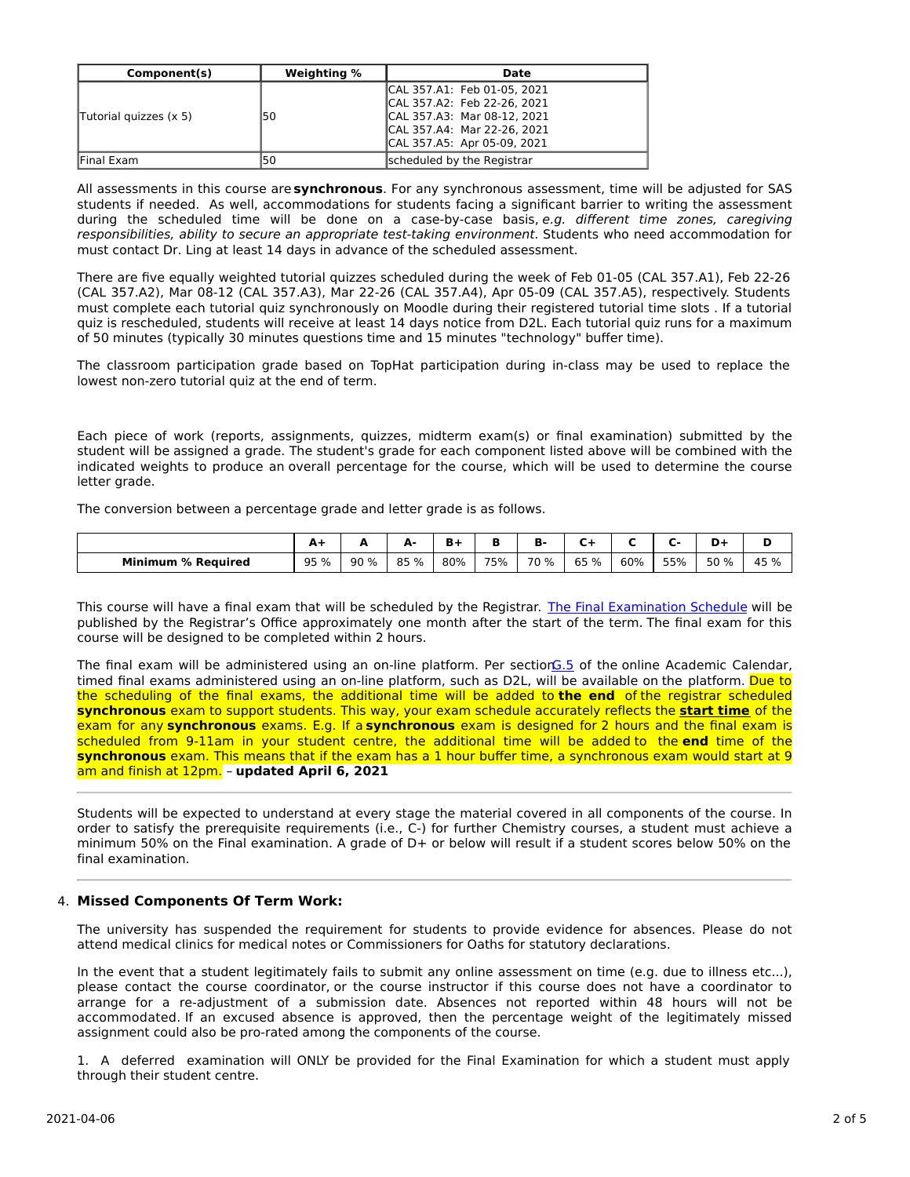| Component(s) | Weighting % | Date |
|---|---|---|
| Tutorial quizzes (x 5) | 50 | CAL 357.A1: Feb 01-05, 2021<br>CAL 357.A2: Feb 22-26, 2021<br>CAL 357.A3: Mar 08-12, 2021<br>CAL 357.A4: Mar 22-26, 2021<br>CAL 357.A5: Apr 05-09, 2021 |
| Final Exam | 50 | scheduled by the Registrar |

All assessments in this course are **synchronous**. For any synchronous assessment, time will be adjusted for SAS students if needed. As well, accommodations for students facing a significant barrier to writing the assessment during the scheduled time will be done on a case-by-case basis, *e.g. different time zones, caregiving responsibilities, ability to secure an appropriate test-taking environment*. Students who need accommodation for must contact Dr. Ling at least 14 days in advance of the scheduled assessment.

There are five equally weighted tutorial quizzes scheduled during the week of Feb 01-05 (CAL 357.A1), Feb 22-26 (CAL 357.A2), Mar 08-12 (CAL 357.A3), Mar 22-26 (CAL 357.A4), Apr 05-09 (CAL 357.A5), respectively. Students must complete each tutorial quiz synchronously on Moodle during their registered tutorial time slots . If a tutorial quiz is rescheduled, students will receive at least 14 days notice from D2L. Each tutorial quiz runs for a maximum of 50 minutes (typically 30 minutes questions time and 15 minutes "technology" buffer time).

The classroom participation grade based on TopHat participation during in-class may be used to replace the lowest non-zero tutorial quiz at the end of term.

Each piece of work (reports, assignments, quizzes, midterm exam(s) or final examination) submitted by the student will be assigned a grade. The student's grade for each component listed above will be combined with the indicated weights to produce an overall percentage for the course, which will be used to determine the course letter grade.

The conversion between a percentage grade and letter grade is as follows.

| | A+ | A | A- | B+ | B | B- | C+ | C | C- | D+ | D |
|---|---|---|---|---|---|---|---|---|---|---|---|
| **Minimum % Required** | 95 % | 90 % | 85 % | 80% | 75% | 70 % | 65 % | 60% | 55% | 50 % | 45 % |

This course will have a final exam that will be scheduled by the Registrar. The Final Examination Schedule will be published by the Registrar's Office approximately one month after the start of the term. The final exam for this course will be designed to be completed within 2 hours.

The final exam will be administered using an on-line platform. Per section G.5 of the online Academic Calendar, timed final exams administered using an on-line platform, such as D2L, will be available on the platform. Due to the scheduling of the final exams, the additional time will be added to **the end** of the registrar scheduled **synchronous** exam to support students. This way, your exam schedule accurately reflects the **start time** of the exam for any **synchronous** exams. E.g. If a **synchronous** exam is designed for 2 hours and the final exam is scheduled from 9-11am in your student centre, the additional time will be added to the **end** time of the **synchronous** exam. This means that if the exam has a 1 hour buffer time, a synchronous exam would start at 9 am and finish at 12pm. – **updated April 6, 2021**

---

Students will be expected to understand at every stage the material covered in all components of the course. In order to satisfy the prerequisite requirements (i.e., C-) for further Chemistry courses, a student must achieve a minimum 50% on the Final examination. A grade of D+ or below will result if a student scores below 50% on the final examination.

---

4. **Missed Components Of Term Work:**

The university has suspended the requirement for students to provide evidence for absences. Please do not attend medical clinics for medical notes or Commissioners for Oaths for statutory declarations.

In the event that a student legitimately fails to submit any online assessment on time (e.g. due to illness etc...), please contact the course coordinator, or the course instructor if this course does not have a coordinator to arrange for a re-adjustment of a submission date. Absences not reported within 48 hours will not be accommodated. If an excused absence is approved, then the percentage weight of the legitimately missed assignment could also be pro-rated among the components of the course.

1. A deferred examination will ONLY be provided for the Final Examination for which a student must apply through their student centre.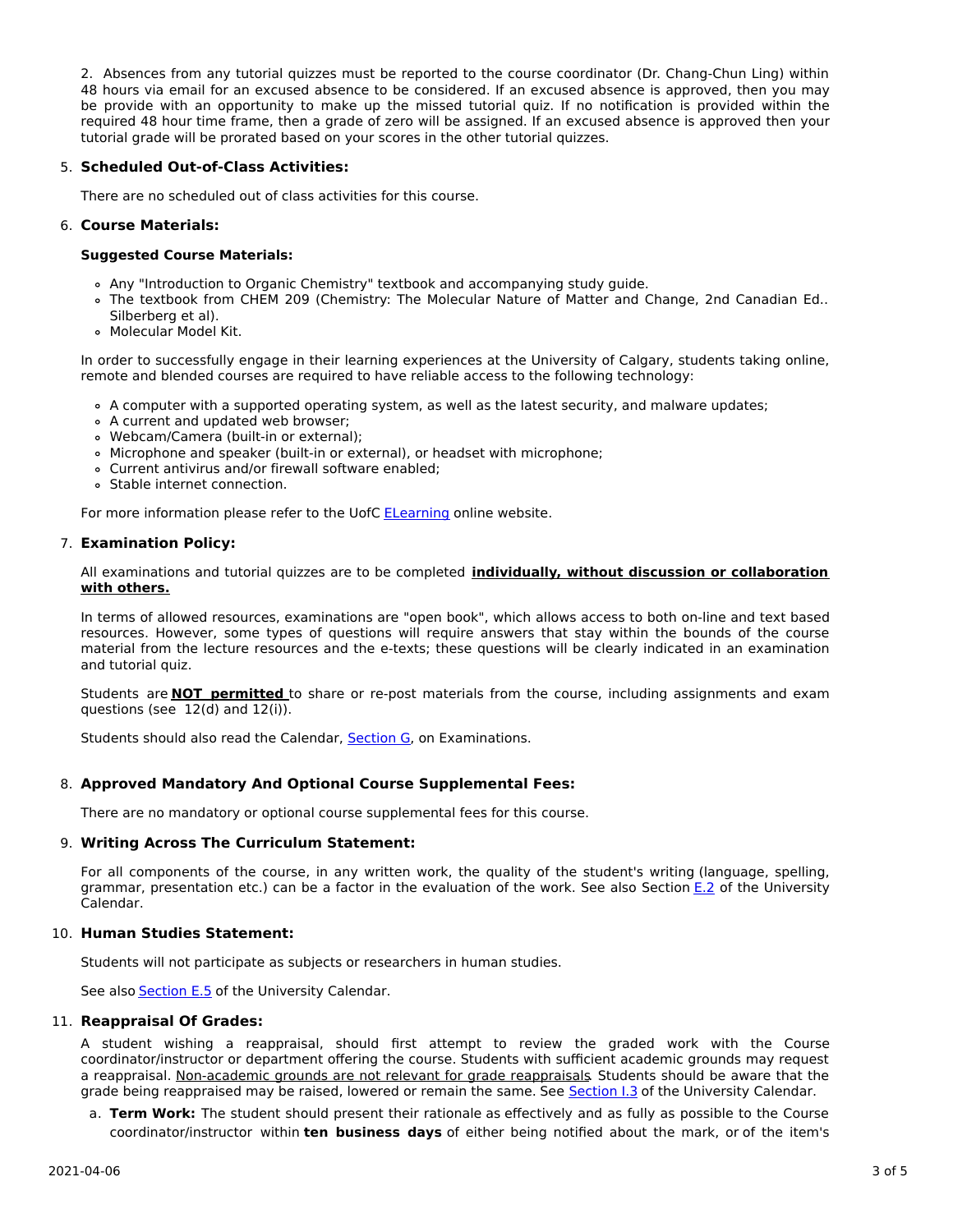2. Absences from any tutorial quizzes must be reported to the course coordinator (Dr. Chang-Chun Ling) within 48 hours via email for an excused absence to be considered. If an excused absence is approved, then you may be provide with an opportunity to make up the missed tutorial quiz. If no notification is provided within the required 48 hour time frame, then a grade of zero will be assigned. If an excused absence is approved then your tutorial grade will be prorated based on your scores in the other tutorial quizzes.

5. **Scheduled Out-of-Class Activities:**

   There are no scheduled out of class activities for this course.

6. **Course Materials:**

   **Suggested Course Materials:**

   - Any "Introduction to Organic Chemistry" textbook and accompanying study guide.
   - The textbook from CHEM 209 (Chemistry: The Molecular Nature of Matter and Change, 2nd Canadian Ed.. Silberberg et al).
   - Molecular Model Kit.

   In order to successfully engage in their learning experiences at the University of Calgary, students taking online, remote and blended courses are required to have reliable access to the following technology:

   - A computer with a supported operating system, as well as the latest security, and malware updates;
   - A current and updated web browser;
   - Webcam/Camera (built-in or external);
   - Microphone and speaker (built-in or external), or headset with microphone;
   - Current antivirus and/or firewall software enabled;
   - Stable internet connection.

   For more information please refer to the UofC ELearning online website.

7. **Examination Policy:**

   All examinations and tutorial quizzes are to be completed **individually, without discussion or collaboration with others.**

   In terms of allowed resources, examinations are "open book", which allows access to both on-line and text based resources. However, some types of questions will require answers that stay within the bounds of the course material from the lecture resources and the e-texts; these questions will be clearly indicated in an examination and tutorial quiz.

   Students are **NOT permitted** to share or re-post materials from the course, including assignments and exam questions (see 12(d) and 12(i)).

   Students should also read the Calendar, Section G, on Examinations.

8. **Approved Mandatory And Optional Course Supplemental Fees:**

   There are no mandatory or optional course supplemental fees for this course.

9. **Writing Across The Curriculum Statement:**

   For all components of the course, in any written work, the quality of the student's writing (language, spelling, grammar, presentation etc.) can be a factor in the evaluation of the work. See also Section E.2 of the University Calendar.

10. **Human Studies Statement:**

    Students will not participate as subjects or researchers in human studies.

    See also Section E.5 of the University Calendar.

11. **Reappraisal Of Grades:**

    A student wishing a reappraisal, should first attempt to review the graded work with the Course coordinator/instructor or department offering the course. Students with sufficient academic grounds may request a reappraisal. Non-academic grounds are not relevant for grade reappraisals. Students should be aware that the grade being reappraised may be raised, lowered or remain the same. See Section I.3 of the University Calendar.

    a. **Term Work:** The student should present their rationale as effectively and as fully as possible to the Course coordinator/instructor within **ten business days** of either being notified about the mark, or of the item's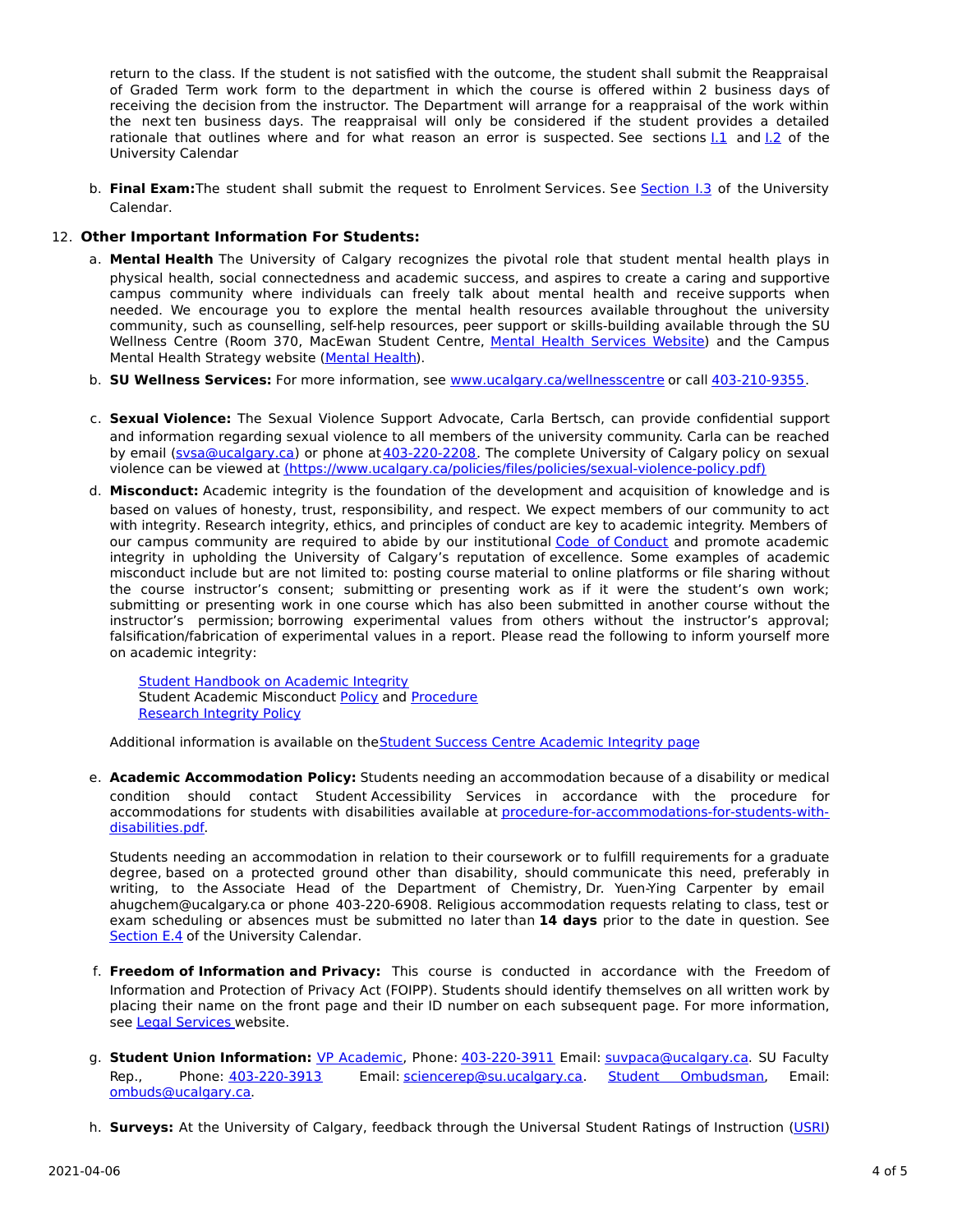return to the class. If the student is not satisfied with the outcome, the student shall submit the Reappraisal of Graded Term work form to the department in which the course is offered within 2 business days of receiving the decision from the instructor. The Department will arrange for a reappraisal of the work within the next ten business days. The reappraisal will only be considered if the student provides a detailed rationale that outlines where and for what reason an error is suspected. See sections I.1 and I.2 of the University Calendar

b. **Final Exam:** The student shall submit the request to Enrolment Services. See Section I.3 of the University Calendar.

12. **Other Important Information For Students:**

a. **Mental Health** The University of Calgary recognizes the pivotal role that student mental health plays in physical health, social connectedness and academic success, and aspires to create a caring and supportive campus community where individuals can freely talk about mental health and receive supports when needed. We encourage you to explore the mental health resources available throughout the university community, such as counselling, self-help resources, peer support or skills-building available through the SU Wellness Centre (Room 370, MacEwan Student Centre, Mental Health Services Website) and the Campus Mental Health Strategy website (Mental Health).

b. **SU Wellness Services:** For more information, see www.ucalgary.ca/wellnesscentre or call 403-210-9355.

c. **Sexual Violence:** The Sexual Violence Support Advocate, Carla Bertsch, can provide confidential support and information regarding sexual violence to all members of the university community. Carla can be reached by email (svsa@ucalgary.ca) or phone at 403-220-2208. The complete University of Calgary policy on sexual violence can be viewed at (https://www.ucalgary.ca/policies/files/policies/sexual-violence-policy.pdf)

d. **Misconduct:** Academic integrity is the foundation of the development and acquisition of knowledge and is based on values of honesty, trust, responsibility, and respect. We expect members of our community to act with integrity. Research integrity, ethics, and principles of conduct are key to academic integrity. Members of our campus community are required to abide by our institutional Code of Conduct and promote academic integrity in upholding the University of Calgary's reputation of excellence. Some examples of academic misconduct include but are not limited to: posting course material to online platforms or file sharing without the course instructor's consent; submitting or presenting work as if it were the student's own work; submitting or presenting work in one course which has also been submitted in another course without the instructor's permission; borrowing experimental values from others without the instructor's approval; falsification/fabrication of experimental values in a report. Please read the following to inform yourself more on academic integrity:

Student Handbook on Academic Integrity
Student Academic Misconduct Policy and Procedure
Research Integrity Policy

Additional information is available on the Student Success Centre Academic Integrity page

e. **Academic Accommodation Policy:** Students needing an accommodation because of a disability or medical condition should contact Student Accessibility Services in accordance with the procedure for accommodations for students with disabilities available at procedure-for-accommodations-for-students-with-disabilities.pdf.

Students needing an accommodation in relation to their coursework or to fulfill requirements for a graduate degree, based on a protected ground other than disability, should communicate this need, preferably in writing, to the Associate Head of the Department of Chemistry, Dr. Yuen-Ying Carpenter by email ahugchem@ucalgary.ca or phone 403-220-6908. Religious accommodation requests relating to class, test or exam scheduling or absences must be submitted no later than **14 days** prior to the date in question. See Section E.4 of the University Calendar.

f. **Freedom of Information and Privacy:** This course is conducted in accordance with the Freedom of Information and Protection of Privacy Act (FOIPP). Students should identify themselves on all written work by placing their name on the front page and their ID number on each subsequent page. For more information, see Legal Services website.

g. **Student Union Information:** VP Academic, Phone: 403-220-3911 Email: suvpaca@ucalgary.ca. SU Faculty Rep., Phone: 403-220-3913 Email: sciencerep@su.ucalgary.ca. Student Ombudsman, Email: ombuds@ucalgary.ca.

h. **Surveys:** At the University of Calgary, feedback through the Universal Student Ratings of Instruction (USRI)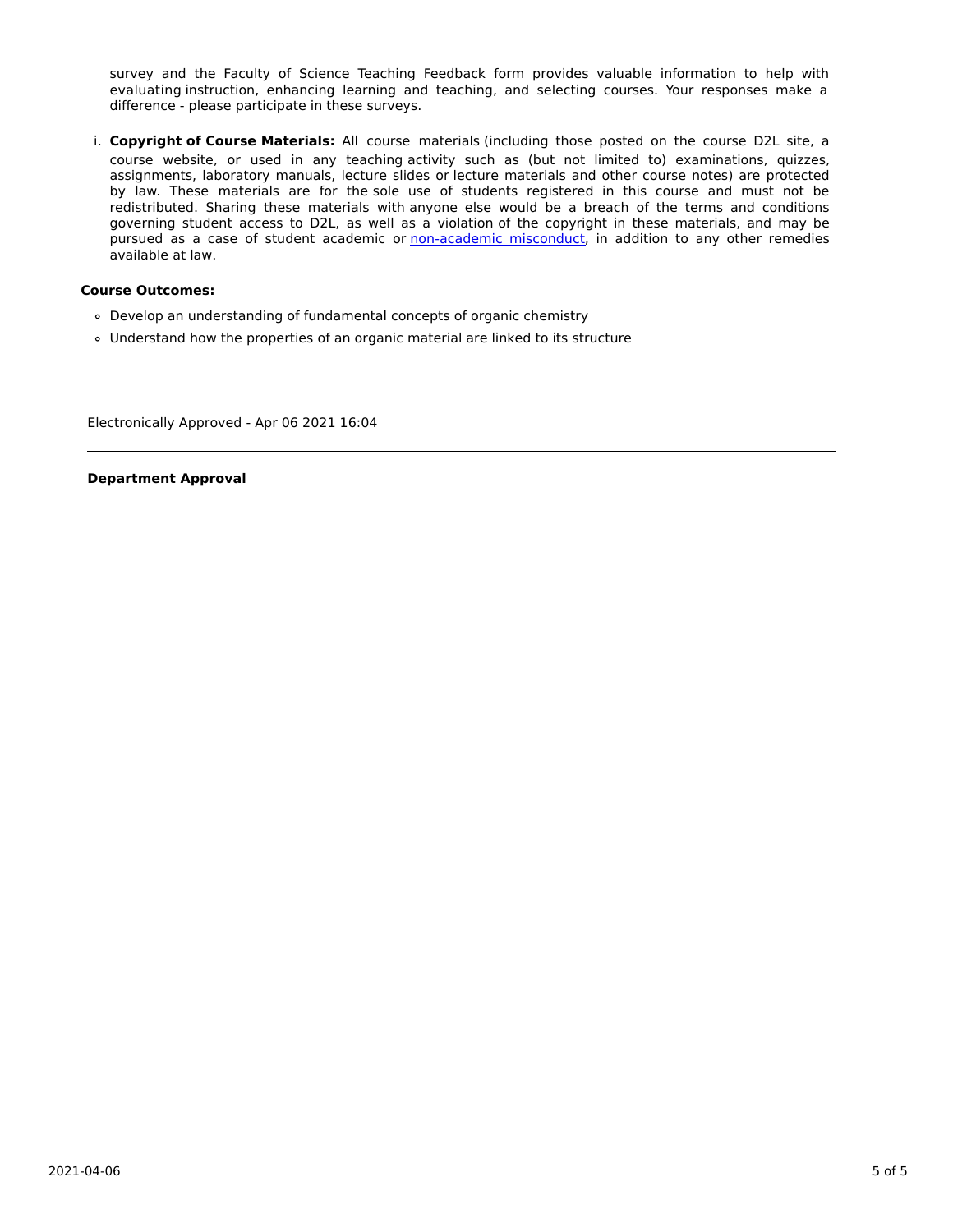survey and the Faculty of Science Teaching Feedback form provides valuable information to help with evaluating instruction, enhancing learning and teaching, and selecting courses. Your responses make a difference - please participate in these surveys.

i. **Copyright of Course Materials:** All course materials (including those posted on the course D2L site, a course website, or used in any teaching activity such as (but not limited to) examinations, quizzes, assignments, laboratory manuals, lecture slides or lecture materials and other course notes) are protected by law. These materials are for the sole use of students registered in this course and must not be redistributed. Sharing these materials with anyone else would be a breach of the terms and conditions governing student access to D2L, as well as a violation of the copyright in these materials, and may be pursued as a case of student academic or non-academic misconduct, in addition to any other remedies available at law.

**Course Outcomes:**

- Develop an understanding of fundamental concepts of organic chemistry
- Understand how the properties of an organic material are linked to its structure

Electronically Approved - Apr 06 2021 16:04

---

**Department Approval**